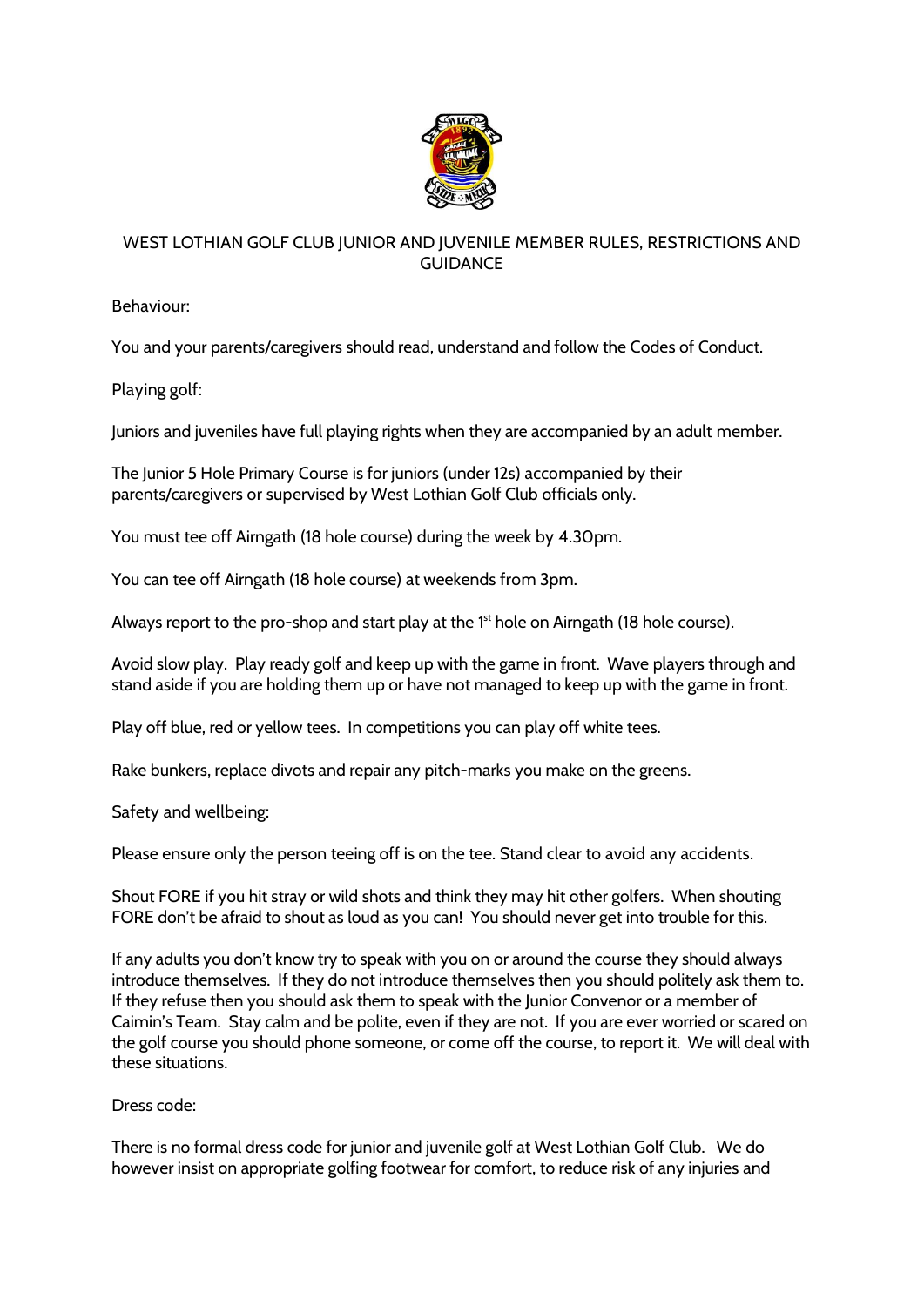# WEST LOTHIAN GOLF CLUB JUNIOR AND JUVENILE MEMBER RULES, RESTRICTIONS AND GUIDANCE

## Behaviour:

You and your parents/caregivers should read, understand and follow the Codes of Conduct.

## Playing golf:

Juniors and juveniles have full playing rights when they are accompanied by an adult member.

The Junior 5 Hole Primary Course is for juniors (under 12s) accompanied by their parents/caregivers or supervised by West Lothian Golf Club officials only.

You must tee off Airngath (18 hole course) during the week by 4.30pm.

You can tee off Airngath (18 hole course) at weekends from 3pm.

Always report to the pro-shop and start play at the 1st hole on Airngath (18 hole course).

Avoid slow play. Play ready golf and keep up with the game in front. Wave players through and stand aside if you are holding them up or have not managed to keep up with the game in front.

Play off blue, red or yellow tees. In competitions you can play off white tees.

Rake bunkers, replace divots and repair any pitch-marks you make on the greens.

## Safety and wellbeing:

Please ensure only the person teeing off is on the tee. Stand clear to avoid any accidents.

Shout FORE if you hit stray or wild shots and think they may hit other golfers. When shouting FORE don't be afraid to shout as loud as you can! You should never get into trouble for this.

If any adults you don't know try to speak with you on or around the course they should always introduce themselves. If they do not introduce themselves then you should politely ask them to. If they refuse then you should ask them to speak with the Junior Convenor or a member of Caimin's Team. Stay calm and be polite, even if they are not. If you are ever worried or scared on the golf course you should phone someone, or come off the course, to report it. We will deal with these situations.

## Dress code:

There is no formal dress code for junior and juvenile golf at West Lothian Golf Club. We do however insist on appropriate golfing footwear for comfort, to reduce risk of any injuries and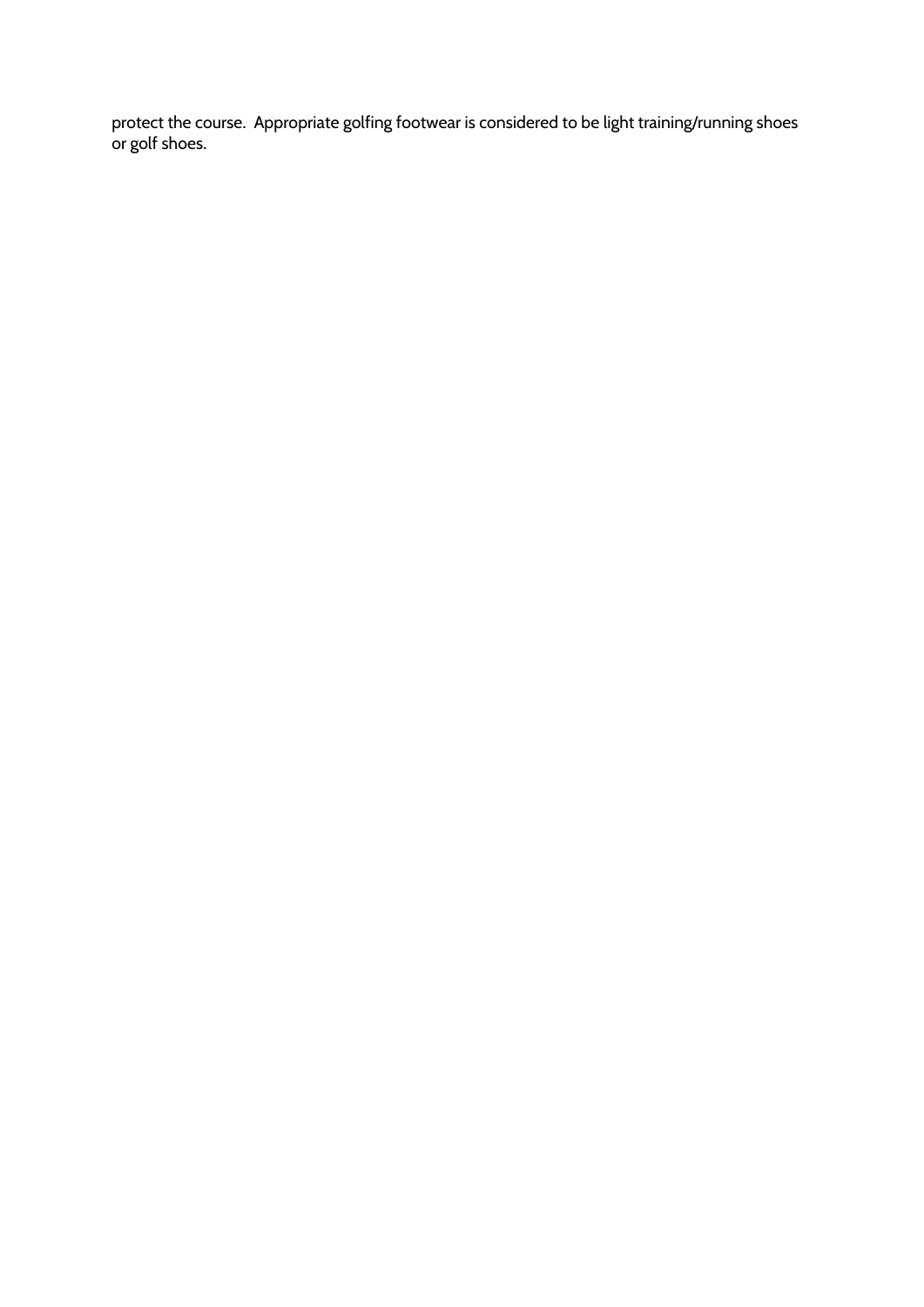protect the course. Appropriate golfing footwear is considered to be light training/running shoes or golf shoes.